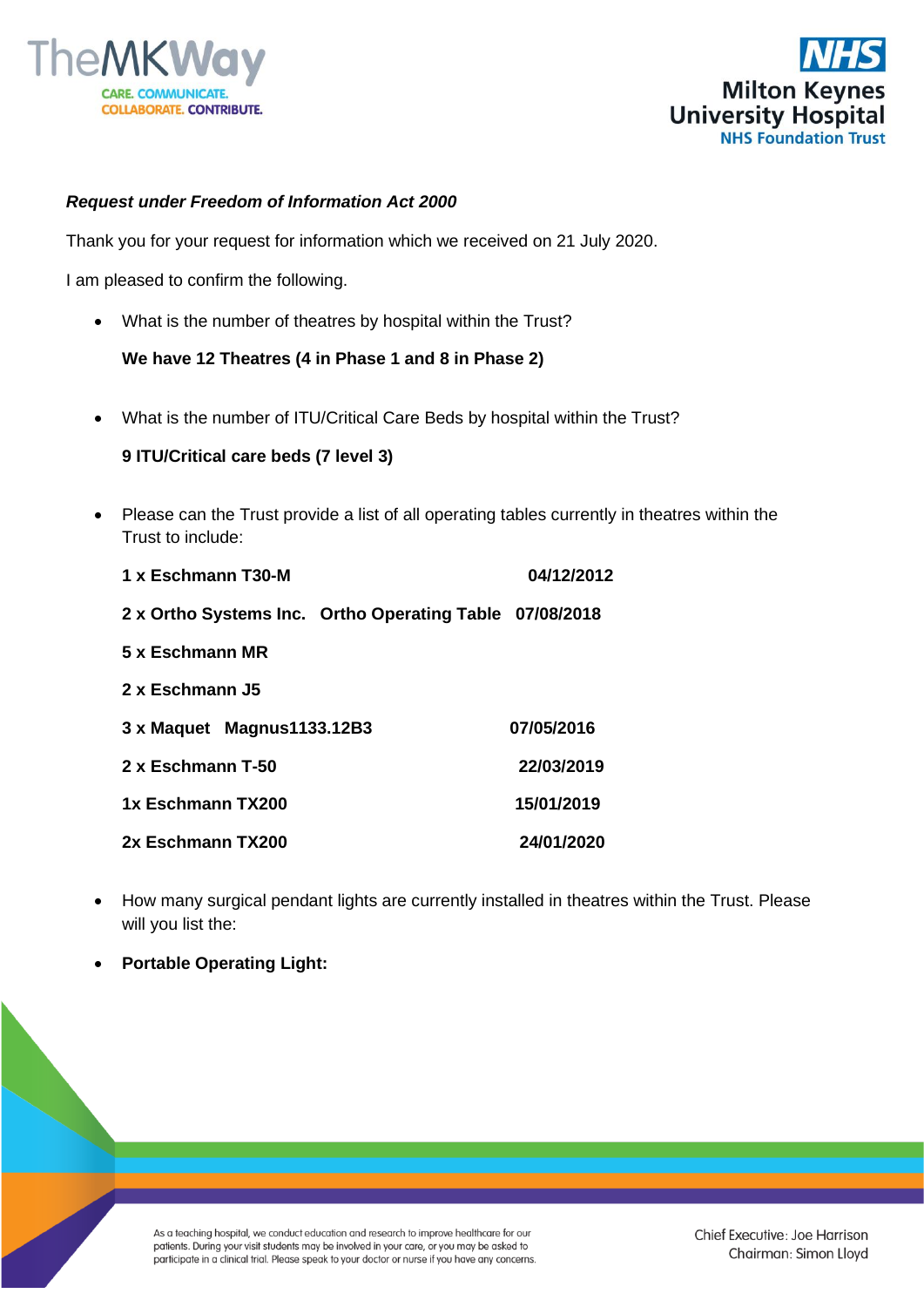***Request under Freedom of Information Act 2000***

Thank you for your request for information which we received on 21 July 2020.

I am pleased to confirm the following.

- What is the number of theatres by hospital within the Trust?

  **We have 12 Theatres (4 in Phase 1 and 8 in Phase 2)**

- What is the number of ITU/Critical Care Beds by hospital within the Trust?

  **9 ITU/Critical care beds (7 level 3)**

- Please can the Trust provide a list of all operating tables currently in theatres within the Trust to include:

  **1 x Eschmann T30-M 04/12/2012**

  **2 x Ortho Systems Inc. Ortho Operating Table 07/08/2018**

  **5 x Eschmann MR**

  **2 x Eschmann J5**

  **3 x Maquet Magnus1133.12B3 07/05/2016**

  **2 x Eschmann T-50 22/03/2019**

  **1x Eschmann TX200 15/01/2019**

  **2x Eschmann TX200 24/01/2020**

- How many surgical pendant lights are currently installed in theatres within the Trust. Please will you list the:

- **Portable Operating Light:**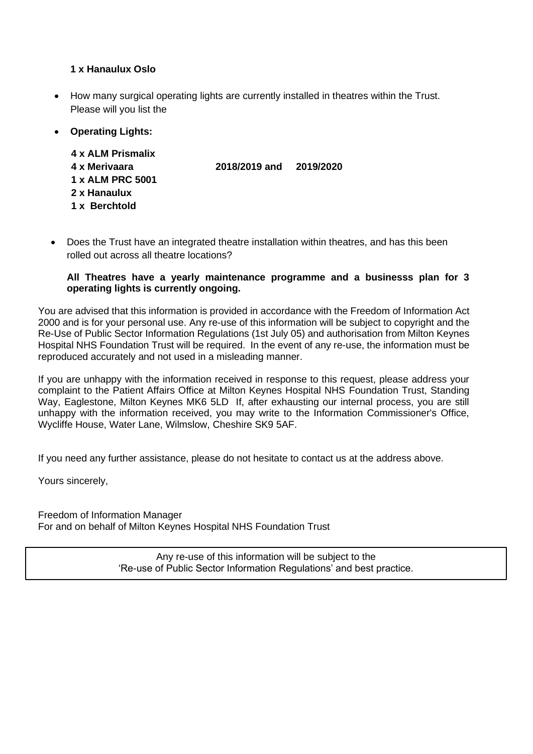**1 x Hanaulux Oslo**

- How many surgical operating lights are currently installed in theatres within the Trust. Please will you list the

- **Operating Lights:**

  **4 x ALM Prismalix**
  **4 x Merivaara 2018/2019 and 2019/2020**
  **1 x ALM PRC 5001**
  **2 x Hanaulux**
  **1 x Berchtold**

- Does the Trust have an integrated theatre installation within theatres, and has this been rolled out across all theatre locations?

  **All Theatres have a yearly maintenance programme and a businesss plan for 3 operating lights is currently ongoing.**

You are advised that this information is provided in accordance with the Freedom of Information Act 2000 and is for your personal use. Any re-use of this information will be subject to copyright and the Re-Use of Public Sector Information Regulations (1st July 05) and authorisation from Milton Keynes Hospital NHS Foundation Trust will be required. In the event of any re-use, the information must be reproduced accurately and not used in a misleading manner.

If you are unhappy with the information received in response to this request, please address your complaint to the Patient Affairs Office at Milton Keynes Hospital NHS Foundation Trust, Standing Way, Eaglestone, Milton Keynes MK6 5LD If, after exhausting our internal process, you are still unhappy with the information received, you may write to the Information Commissioner's Office, Wycliffe House, Water Lane, Wilmslow, Cheshire SK9 5AF.

If you need any further assistance, please do not hesitate to contact us at the address above.

Yours sincerely,

Freedom of Information Manager
For and on behalf of Milton Keynes Hospital NHS Foundation Trust

Any re-use of this information will be subject to the
'Re-use of Public Sector Information Regulations' and best practice.